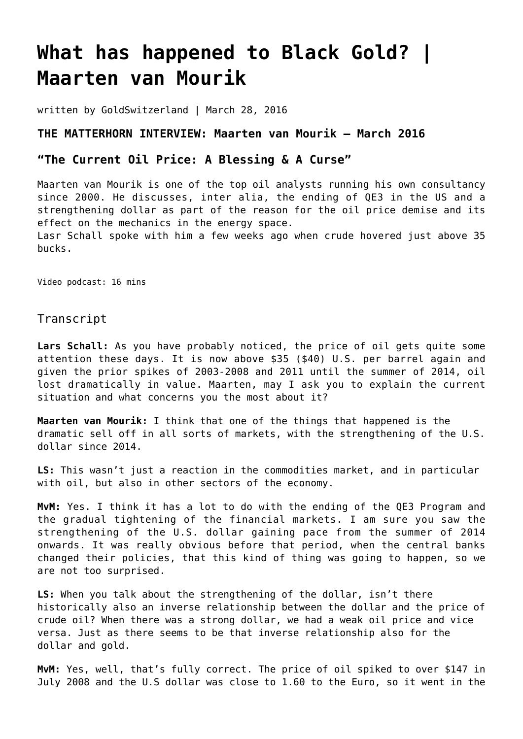# What has happened to Black Gold? | Maarten van Mourik

written by GoldSwitzerland | March 28, 2016

### THE MATTERHORN INTERVIEW: Maarten van Mourik – March 2016

### "The Current Oil Price: A Blessing & A Curse"

Maarten van Mourik is one of the top oil analysts running his own consultancy since 2000. He discusses, inter alia, the ending of QE3 in the US and a strengthening dollar as part of the reason for the oil price demise and its effect on the mechanics in the energy space.
Lasr Schall spoke with him a few weeks ago when crude hovered just above 35 bucks.

Video podcast: 16 mins

## Transcript

**Lars Schall:** As you have probably noticed, the price of oil gets quite some attention these days. It is now above $35 ($40) U.S. per barrel again and given the prior spikes of 2003-2008 and 2011 until the summer of 2014, oil lost dramatically in value. Maarten, may I ask you to explain the current situation and what concerns you the most about it?

**Maarten van Mourik:** I think that one of the things that happened is the dramatic sell off in all sorts of markets, with the strengthening of the U.S. dollar since 2014.

**LS:** This wasn't just a reaction in the commodities market, and in particular with oil, but also in other sectors of the economy.

**MvM:** Yes. I think it has a lot to do with the ending of the QE3 Program and the gradual tightening of the financial markets. I am sure you saw the strengthening of the U.S. dollar gaining pace from the summer of 2014 onwards. It was really obvious before that period, when the central banks changed their policies, that this kind of thing was going to happen, so we are not too surprised.

**LS:** When you talk about the strengthening of the dollar, isn't there historically also an inverse relationship between the dollar and the price of crude oil? When there was a strong dollar, we had a weak oil price and vice versa. Just as there seems to be that inverse relationship also for the dollar and gold.

**MvM:** Yes, well, that's fully correct. The price of oil spiked to over $147 in July 2008 and the U.S dollar was close to 1.60 to the Euro, so it went in the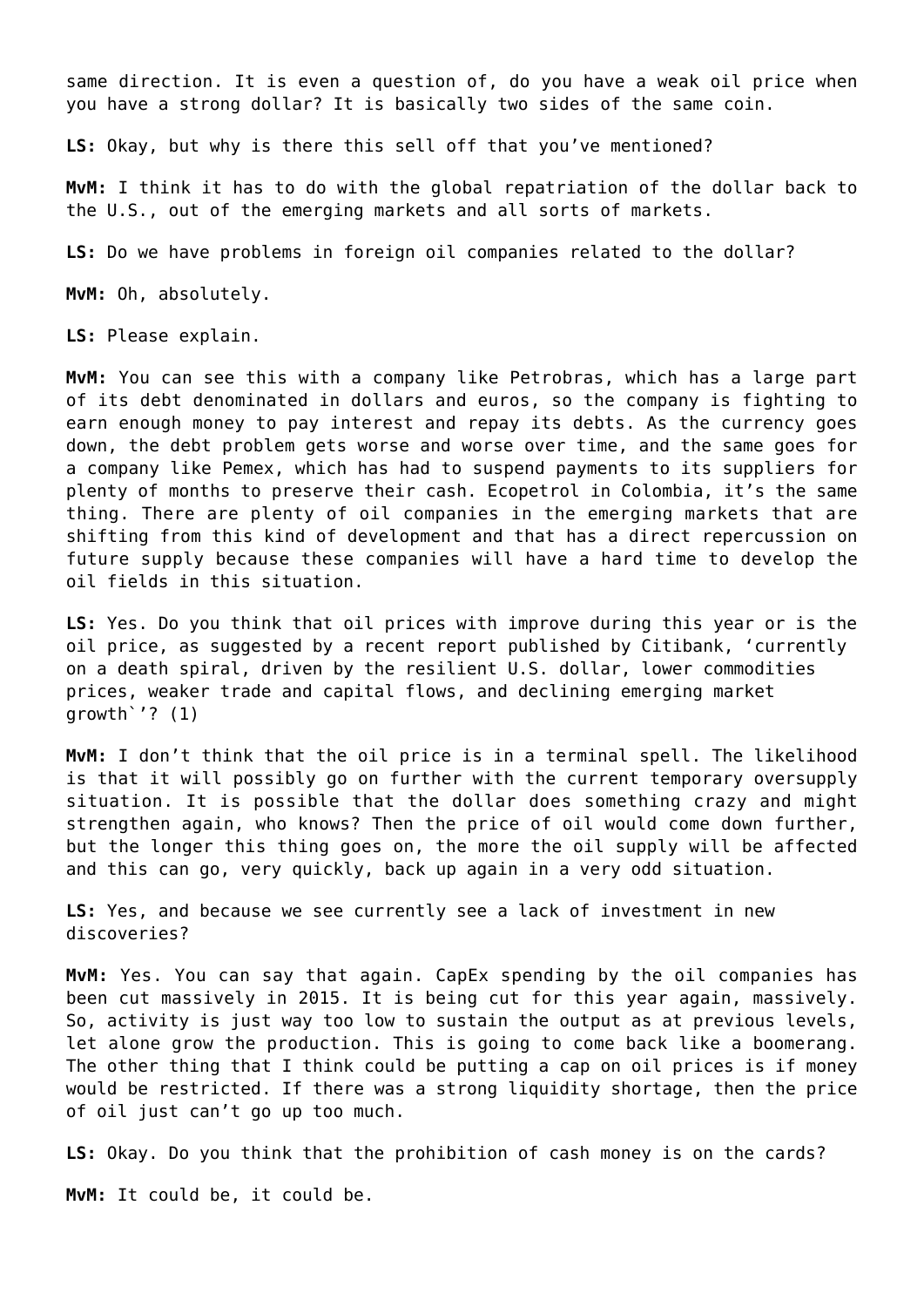same direction. It is even a question of, do you have a weak oil price when you have a strong dollar? It is basically two sides of the same coin.

**LS:** Okay, but why is there this sell off that you've mentioned?

**MvM:** I think it has to do with the global repatriation of the dollar back to the U.S., out of the emerging markets and all sorts of markets.

**LS:** Do we have problems in foreign oil companies related to the dollar?

**MvM:** Oh, absolutely.

**LS:** Please explain.

**MvM:** You can see this with a company like Petrobras, which has a large part of its debt denominated in dollars and euros, so the company is fighting to earn enough money to pay interest and repay its debts. As the currency goes down, the debt problem gets worse and worse over time, and the same goes for a company like Pemex, which has had to suspend payments to its suppliers for plenty of months to preserve their cash. Ecopetrol in Colombia, it's the same thing. There are plenty of oil companies in the emerging markets that are shifting from this kind of development and that has a direct repercussion on future supply because these companies will have a hard time to develop the oil fields in this situation.

**LS:** Yes. Do you think that oil prices with improve during this year or is the oil price, as suggested by a recent report published by Citibank, 'currently on a death spiral, driven by the resilient U.S. dollar, lower commodities prices, weaker trade and capital flows, and declining emerging market growth`'? (1)

**MvM:** I don't think that the oil price is in a terminal spell. The likelihood is that it will possibly go on further with the current temporary oversupply situation. It is possible that the dollar does something crazy and might strengthen again, who knows? Then the price of oil would come down further, but the longer this thing goes on, the more the oil supply will be affected and this can go, very quickly, back up again in a very odd situation.

**LS:** Yes, and because we see currently see a lack of investment in new discoveries?

**MvM:** Yes. You can say that again. CapEx spending by the oil companies has been cut massively in 2015. It is being cut for this year again, massively. So, activity is just way too low to sustain the output as at previous levels, let alone grow the production. This is going to come back like a boomerang. The other thing that I think could be putting a cap on oil prices is if money would be restricted. If there was a strong liquidity shortage, then the price of oil just can't go up too much.

**LS:** Okay. Do you think that the prohibition of cash money is on the cards?

**MvM:** It could be, it could be.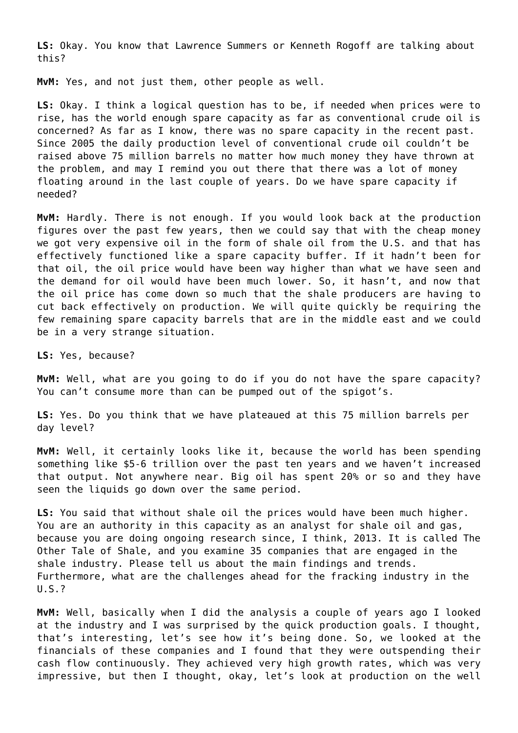**LS:** Okay. You know that Lawrence Summers or Kenneth Rogoff are talking about this?

**MvM:** Yes, and not just them, other people as well.

**LS:** Okay. I think a logical question has to be, if needed when prices were to rise, has the world enough spare capacity as far as conventional crude oil is concerned? As far as I know, there was no spare capacity in the recent past. Since 2005 the daily production level of conventional crude oil couldn't be raised above 75 million barrels no matter how much money they have thrown at the problem, and may I remind you out there that there was a lot of money floating around in the last couple of years. Do we have spare capacity if needed?

**MvM:** Hardly. There is not enough. If you would look back at the production figures over the past few years, then we could say that with the cheap money we got very expensive oil in the form of shale oil from the U.S. and that has effectively functioned like a spare capacity buffer. If it hadn't been for that oil, the oil price would have been way higher than what we have seen and the demand for oil would have been much lower. So, it hasn't, and now that the oil price has come down so much that the shale producers are having to cut back effectively on production. We will quite quickly be requiring the few remaining spare capacity barrels that are in the middle east and we could be in a very strange situation.

**LS:** Yes, because?

**MvM:** Well, what are you going to do if you do not have the spare capacity? You can't consume more than can be pumped out of the spigot's.

**LS:** Yes. Do you think that we have plateaued at this 75 million barrels per day level?

**MvM:** Well, it certainly looks like it, because the world has been spending something like $5-6 trillion over the past ten years and we haven't increased that output. Not anywhere near. Big oil has spent 20% or so and they have seen the liquids go down over the same period.

**LS:** You said that without shale oil the prices would have been much higher. You are an authority in this capacity as an analyst for shale oil and gas, because you are doing ongoing research since, I think, 2013. It is called The Other Tale of Shale, and you examine 35 companies that are engaged in the shale industry. Please tell us about the main findings and trends. Furthermore, what are the challenges ahead for the fracking industry in the U.S.?

**MvM:** Well, basically when I did the analysis a couple of years ago I looked at the industry and I was surprised by the quick production goals. I thought, that's interesting, let's see how it's being done. So, we looked at the financials of these companies and I found that they were outspending their cash flow continuously. They achieved very high growth rates, which was very impressive, but then I thought, okay, let's look at production on the well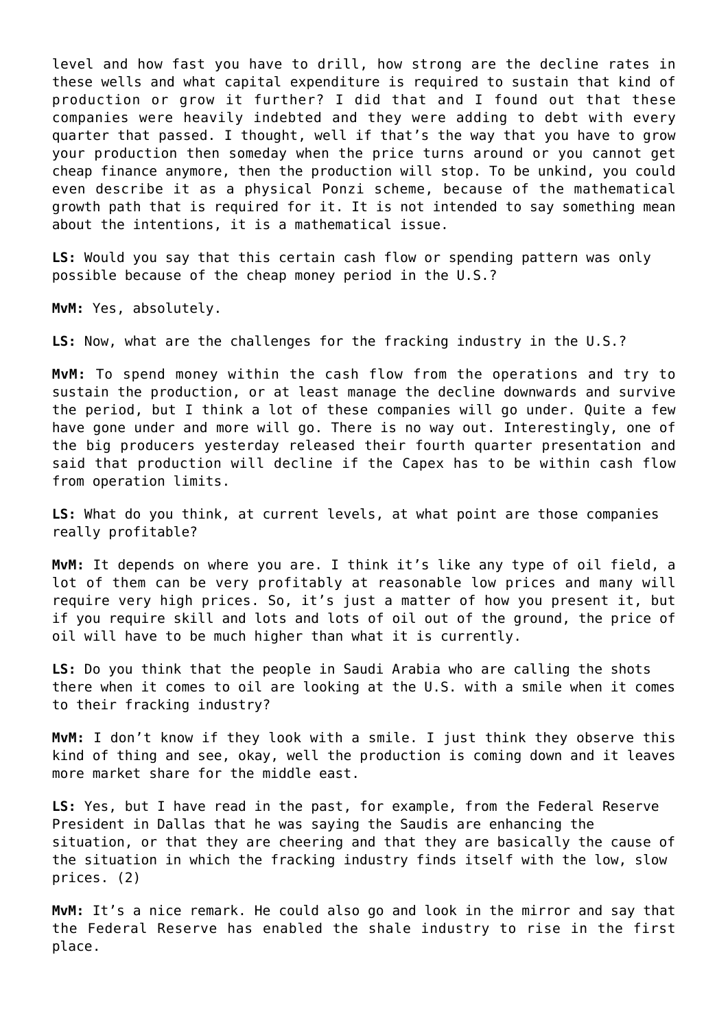level and how fast you have to drill, how strong are the decline rates in these wells and what capital expenditure is required to sustain that kind of production or grow it further? I did that and I found out that these companies were heavily indebted and they were adding to debt with every quarter that passed. I thought, well if that's the way that you have to grow your production then someday when the price turns around or you cannot get cheap finance anymore, then the production will stop. To be unkind, you could even describe it as a physical Ponzi scheme, because of the mathematical growth path that is required for it. It is not intended to say something mean about the intentions, it is a mathematical issue.

**LS:** Would you say that this certain cash flow or spending pattern was only possible because of the cheap money period in the U.S.?

**MvM:** Yes, absolutely.

**LS:** Now, what are the challenges for the fracking industry in the U.S.?

**MvM:** To spend money within the cash flow from the operations and try to sustain the production, or at least manage the decline downwards and survive the period, but I think a lot of these companies will go under. Quite a few have gone under and more will go. There is no way out. Interestingly, one of the big producers yesterday released their fourth quarter presentation and said that production will decline if the Capex has to be within cash flow from operation limits.

**LS:** What do you think, at current levels, at what point are those companies really profitable?

**MvM:** It depends on where you are. I think it's like any type of oil field, a lot of them can be very profitably at reasonable low prices and many will require very high prices. So, it's just a matter of how you present it, but if you require skill and lots and lots of oil out of the ground, the price of oil will have to be much higher than what it is currently.

**LS:** Do you think that the people in Saudi Arabia who are calling the shots there when it comes to oil are looking at the U.S. with a smile when it comes to their fracking industry?

**MvM:** I don't know if they look with a smile. I just think they observe this kind of thing and see, okay, well the production is coming down and it leaves more market share for the middle east.

**LS:** Yes, but I have read in the past, for example, from the Federal Reserve President in Dallas that he was saying the Saudis are enhancing the situation, or that they are cheering and that they are basically the cause of the situation in which the fracking industry finds itself with the low, slow prices. (2)

**MvM:** It's a nice remark. He could also go and look in the mirror and say that the Federal Reserve has enabled the shale industry to rise in the first place.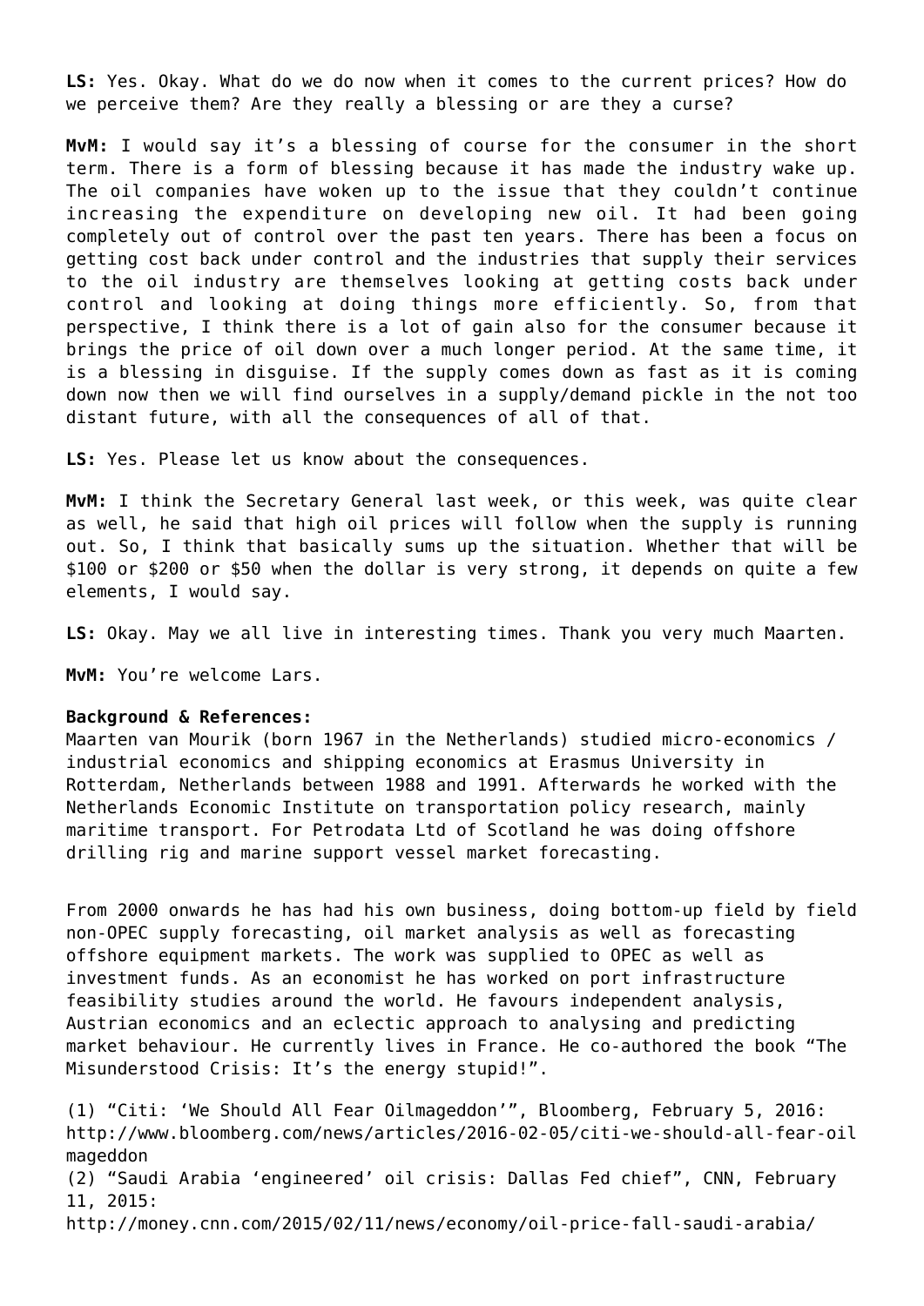**LS:** Yes. Okay. What do we do now when it comes to the current prices? How do we perceive them? Are they really a blessing or are they a curse?

**MvM:** I would say it's a blessing of course for the consumer in the short term. There is a form of blessing because it has made the industry wake up. The oil companies have woken up to the issue that they couldn't continue increasing the expenditure on developing new oil. It had been going completely out of control over the past ten years. There has been a focus on getting cost back under control and the industries that supply their services to the oil industry are themselves looking at getting costs back under control and looking at doing things more efficiently. So, from that perspective, I think there is a lot of gain also for the consumer because it brings the price of oil down over a much longer period. At the same time, it is a blessing in disguise. If the supply comes down as fast as it is coming down now then we will find ourselves in a supply/demand pickle in the not too distant future, with all the consequences of all of that.

**LS:** Yes. Please let us know about the consequences.

**MvM:** I think the Secretary General last week, or this week, was quite clear as well, he said that high oil prices will follow when the supply is running out. So, I think that basically sums up the situation. Whether that will be \$100 or \$200 or \$50 when the dollar is very strong, it depends on quite a few elements, I would say.

**LS:** Okay. May we all live in interesting times. Thank you very much Maarten.

**MvM:** You're welcome Lars.

**Background & References:**

Maarten van Mourik (born 1967 in the Netherlands) studied micro-economics / industrial economics and shipping economics at Erasmus University in Rotterdam, Netherlands between 1988 and 1991. Afterwards he worked with the Netherlands Economic Institute on transportation policy research, mainly maritime transport. For Petrodata Ltd of Scotland he was doing offshore drilling rig and marine support vessel market forecasting.

From 2000 onwards he has had his own business, doing bottom-up field by field non-OPEC supply forecasting, oil market analysis as well as forecasting offshore equipment markets. The work was supplied to OPEC as well as investment funds. As an economist he has worked on port infrastructure feasibility studies around the world. He favours independent analysis, Austrian economics and an eclectic approach to analysing and predicting market behaviour. He currently lives in France. He co-authored the book "The Misunderstood Crisis: It's the energy stupid!".

(1) "Citi: 'We Should All Fear Oilmageddon'", Bloomberg, February 5, 2016: http://www.bloomberg.com/news/articles/2016-02-05/citi-we-should-all-fear-oilmageddon
(2) "Saudi Arabia 'engineered' oil crisis: Dallas Fed chief", CNN, February 11, 2015: http://money.cnn.com/2015/02/11/news/economy/oil-price-fall-saudi-arabia/